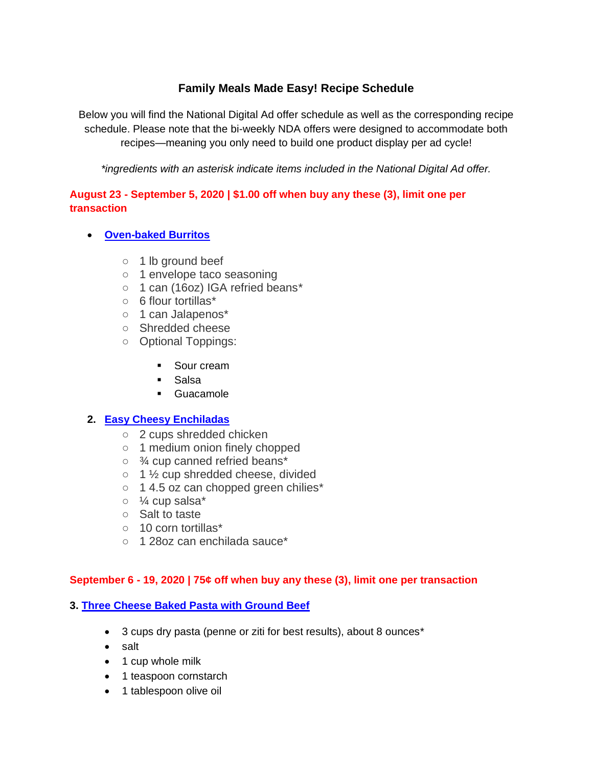# Family Meals Made Easy! Recipe Schedule

Below you will find the National Digital Ad offer schedule as well as the corresponding recipe schedule. Please note that the bi-weekly NDA offers were designed to accommodate both recipes—meaning you only need to build one product display per ad cycle!

*\*ingredients with an asterisk indicate items included in the National Digital Ad offer.*

**August 23 - September 5, 2020 | $1.00 off when buy any these (3), limit one per transaction**

- **Oven-baked Burritos**
  - 1 lb ground beef
  - 1 envelope taco seasoning
  - 1 can (16oz) IGA refried beans*
  - 6 flour tortillas*
  - 1 can Jalapenos*
  - Shredded cheese
  - Optional Toppings:
    - Sour cream
    - Salsa
    - Guacamole

2. **Easy Cheesy Enchiladas**
   - 2 cups shredded chicken
   - 1 medium onion finely chopped
   - ¾ cup canned refried beans*
   - 1 ½ cup shredded cheese, divided
   - 1 4.5 oz can chopped green chilies*
   - ¼ cup salsa*
   - Salt to taste
   - 10 corn tortillas*
   - 1 28oz can enchilada sauce*

**September 6 - 19, 2020 | 75¢ off when buy any these (3), limit one per transaction**

**3. Three Cheese Baked Pasta with Ground Beef**

- 3 cups dry pasta (penne or ziti for best results), about 8 ounces*
- salt
- 1 cup whole milk
- 1 teaspoon cornstarch
- 1 tablespoon olive oil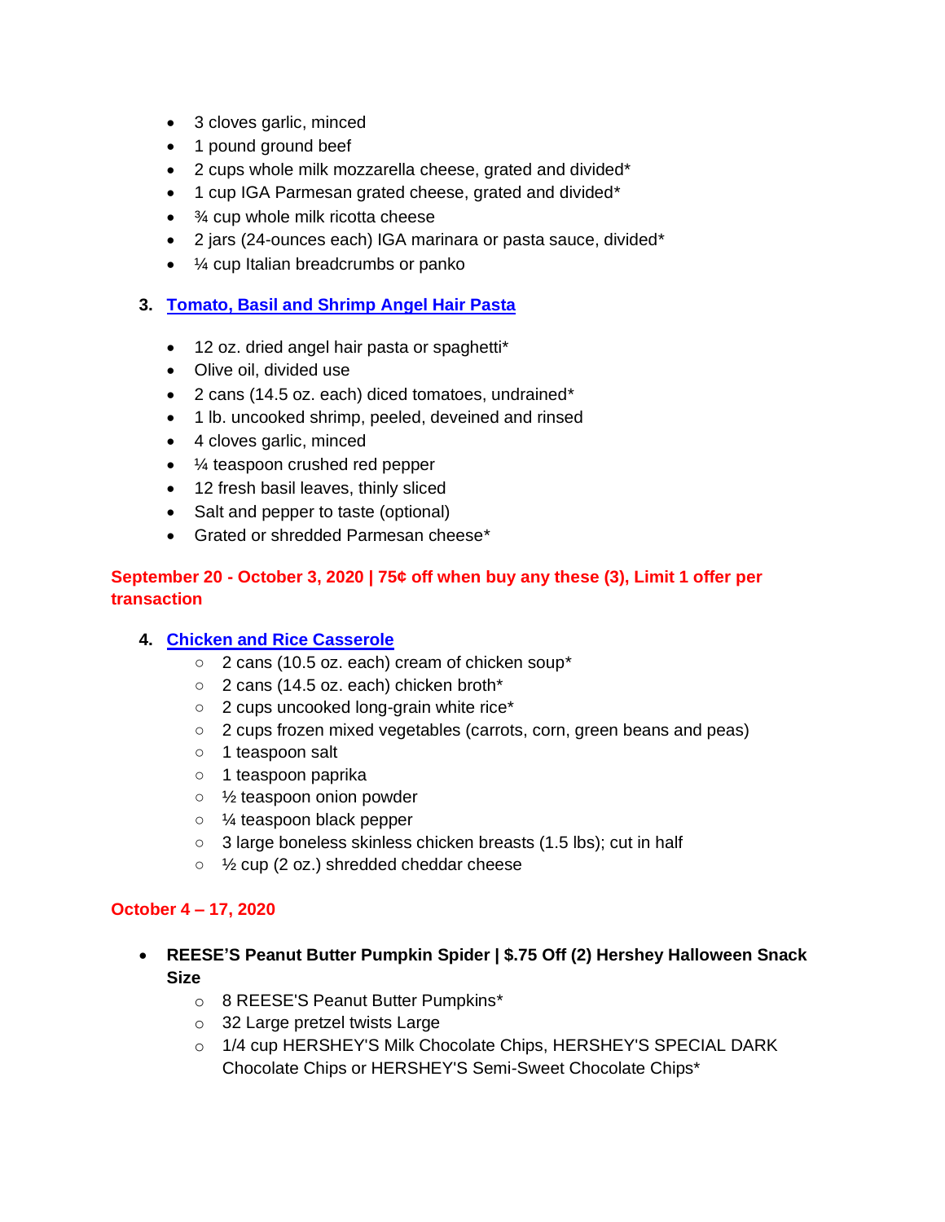- 3 cloves garlic, minced
- 1 pound ground beef
- 2 cups whole milk mozzarella cheese, grated and divided*
- 1 cup IGA Parmesan grated cheese, grated and divided*
- ¾ cup whole milk ricotta cheese
- 2 jars (24-ounces each) IGA marinara or pasta sauce, divided*
- ¼ cup Italian breadcrumbs or panko

3. [Tomato, Basil and Shrimp Angel Hair Pasta]()

- 12 oz. dried angel hair pasta or spaghetti*
- Olive oil, divided use
- 2 cans (14.5 oz. each) diced tomatoes, undrained*
- 1 lb. uncooked shrimp, peeled, deveined and rinsed
- 4 cloves garlic, minced
- ¼ teaspoon crushed red pepper
- 12 fresh basil leaves, thinly sliced
- Salt and pepper to taste (optional)
- Grated or shredded Parmesan cheese*

**September 20 - October 3, 2020 | 75¢ off when buy any these (3), Limit 1 offer per transaction**

4. [Chicken and Rice Casserole]()
    - 2 cans (10.5 oz. each) cream of chicken soup*
    - 2 cans (14.5 oz. each) chicken broth*
    - 2 cups uncooked long-grain white rice*
    - 2 cups frozen mixed vegetables (carrots, corn, green beans and peas)
    - 1 teaspoon salt
    - 1 teaspoon paprika
    - ½ teaspoon onion powder
    - ¼ teaspoon black pepper
    - 3 large boneless skinless chicken breasts (1.5 lbs); cut in half
    - ½ cup (2 oz.) shredded cheddar cheese

**October 4 – 17, 2020**

- **REESE'S Peanut Butter Pumpkin Spider | $.75 Off (2) Hershey Halloween Snack Size**
    - 8 REESE'S Peanut Butter Pumpkins*
    - 32 Large pretzel twists Large
    - 1/4 cup HERSHEY'S Milk Chocolate Chips, HERSHEY'S SPECIAL DARK Chocolate Chips or HERSHEY'S Semi-Sweet Chocolate Chips*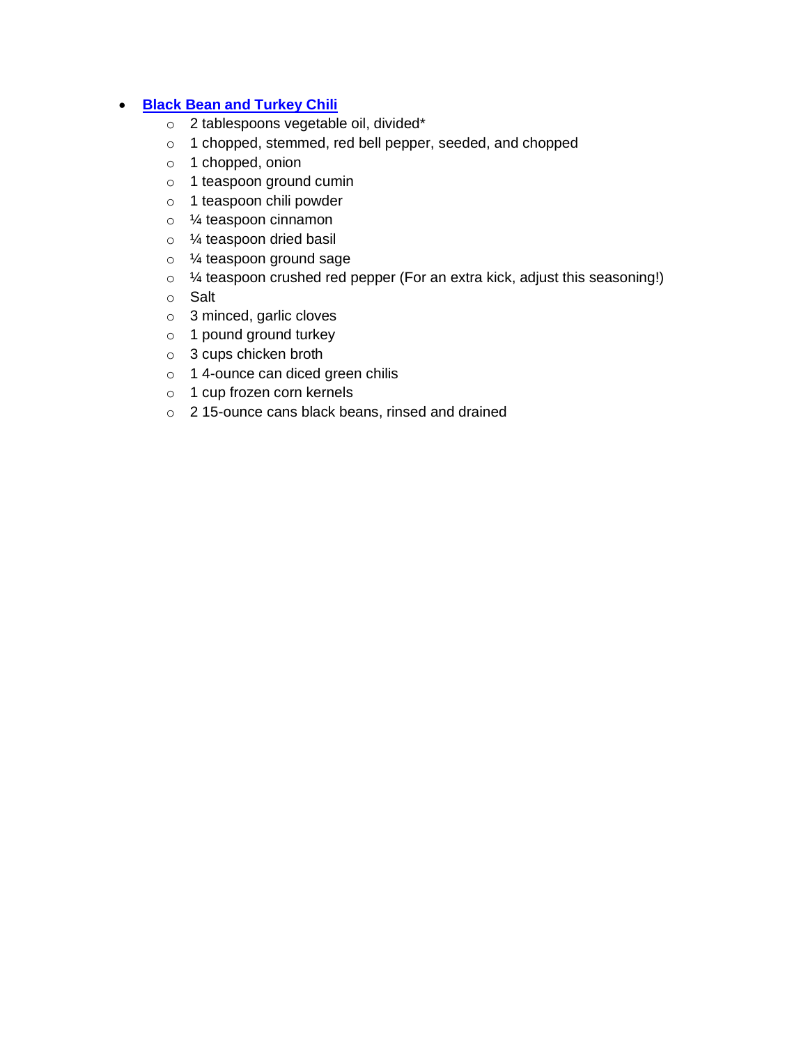- **Black Bean and Turkey Chili**
    - 2 tablespoons vegetable oil, divided*
    - 1 chopped, stemmed, red bell pepper, seeded, and chopped
    - 1 chopped, onion
    - 1 teaspoon ground cumin
    - 1 teaspoon chili powder
    - ¼ teaspoon cinnamon
    - ¼ teaspoon dried basil
    - ¼ teaspoon ground sage
    - ¼ teaspoon crushed red pepper (For an extra kick, adjust this seasoning!)
    - Salt
    - 3 minced, garlic cloves
    - 1 pound ground turkey
    - 3 cups chicken broth
    - 1 4-ounce can diced green chilis
    - 1 cup frozen corn kernels
    - 2 15-ounce cans black beans, rinsed and drained